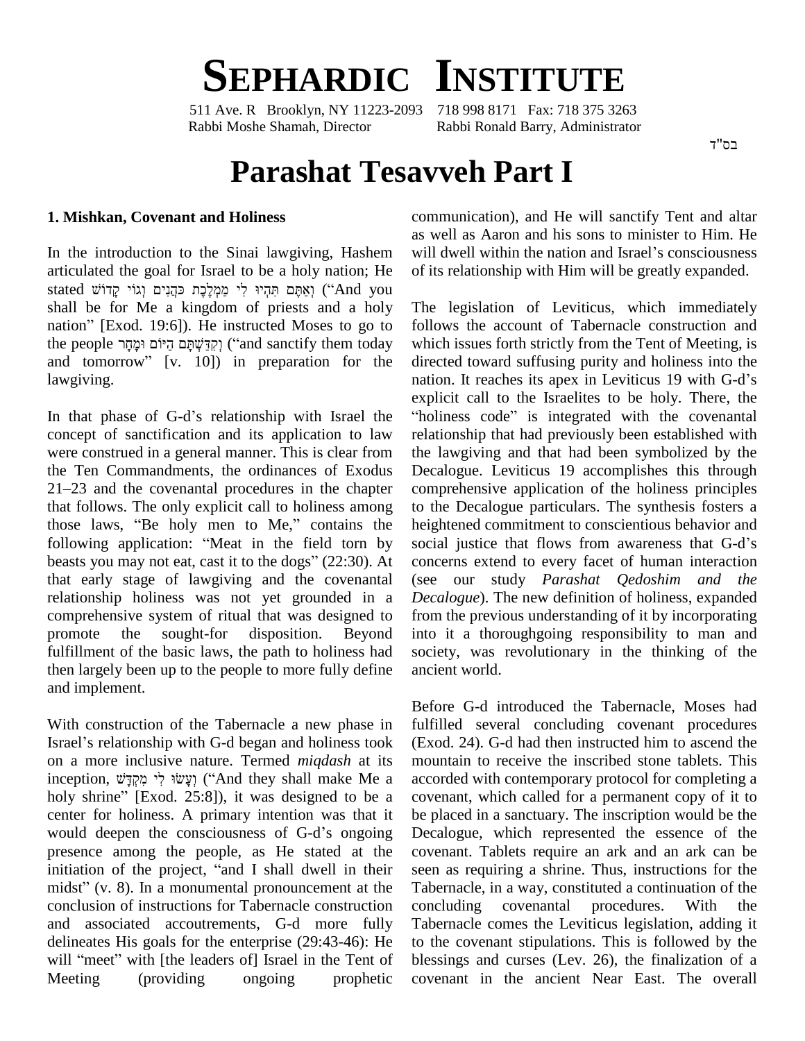# SEPHARDIC INSTITUTE

511 Ave. R Brooklyn, NY 11223-2093 718 998 8171 Fax: 718 375 3263
Rabbi Moshe Shamah, Director Rabbi Ronald Barry, Administrator

בס"ד

# Parashat Tesavveh Part I

## 1. Mishkan, Covenant and Holiness

In the introduction to the Sinai lawgiving, Hashem articulated the goal for Israel to be a holy nation; He stated וְאַתֶּם תִּהְיוּ לִי מַמְלֶכֶת כֹּהֲנִים וְגוֹי קָדוֹשׁ ("And you shall be for Me a kingdom of priests and a holy nation" [Exod. 19:6]). He instructed Moses to go to the people וְקִדַּשְׁתָּם הַיּוֹם וּמָחָר ("and sanctify them today and tomorrow" [v. 10]) in preparation for the lawgiving.

In that phase of G-d's relationship with Israel the concept of sanctification and its application to law were construed in a general manner. This is clear from the Ten Commandments, the ordinances of Exodus 21–23 and the covenantal procedures in the chapter that follows. The only explicit call to holiness among those laws, "Be holy men to Me," contains the following application: "Meat in the field torn by beasts you may not eat, cast it to the dogs" (22:30). At that early stage of lawgiving and the covenantal relationship holiness was not yet grounded in a comprehensive system of ritual that was designed to promote the sought-for disposition. Beyond fulfillment of the basic laws, the path to holiness had then largely been up to the people to more fully define and implement.

With construction of the Tabernacle a new phase in Israel's relationship with G-d began and holiness took on a more inclusive nature. Termed *miqdash* at its inception, וְעָשׂוּ לִי מִקְדָּשׁ ("And they shall make Me a holy shrine" [Exod. 25:8]), it was designed to be a center for holiness. A primary intention was that it would deepen the consciousness of G-d's ongoing presence among the people, as He stated at the initiation of the project, "and I shall dwell in their midst" (v. 8). In a monumental pronouncement at the conclusion of instructions for Tabernacle construction and associated accoutrements, G-d more fully delineates His goals for the enterprise (29:43-46): He will "meet" with [the leaders of] Israel in the Tent of Meeting (providing ongoing prophetic communication), and He will sanctify Tent and altar as well as Aaron and his sons to minister to Him. He will dwell within the nation and Israel's consciousness of its relationship with Him will be greatly expanded.

The legislation of Leviticus, which immediately follows the account of Tabernacle construction and which issues forth strictly from the Tent of Meeting, is directed toward suffusing purity and holiness into the nation. It reaches its apex in Leviticus 19 with G-d's explicit call to the Israelites to be holy. There, the "holiness code" is integrated with the covenantal relationship that had previously been established with the lawgiving and that had been symbolized by the Decalogue. Leviticus 19 accomplishes this through comprehensive application of the holiness principles to the Decalogue particulars. The synthesis fosters a heightened commitment to conscientious behavior and social justice that flows from awareness that G-d's concerns extend to every facet of human interaction (see our study *Parashat Qedoshim and the Decalogue*). The new definition of holiness, expanded from the previous understanding of it by incorporating into it a thoroughgoing responsibility to man and society, was revolutionary in the thinking of the ancient world.

Before G-d introduced the Tabernacle, Moses had fulfilled several concluding covenant procedures (Exod. 24). G-d had then instructed him to ascend the mountain to receive the inscribed stone tablets. This accorded with contemporary protocol for completing a covenant, which called for a permanent copy of it to be placed in a sanctuary. The inscription would be the Decalogue, which represented the essence of the covenant. Tablets require an ark and an ark can be seen as requiring a shrine. Thus, instructions for the Tabernacle, in a way, constituted a continuation of the concluding covenantal procedures. With the Tabernacle comes the Leviticus legislation, adding it to the covenant stipulations. This is followed by the blessings and curses (Lev. 26), the finalization of a covenant in the ancient Near East. The overall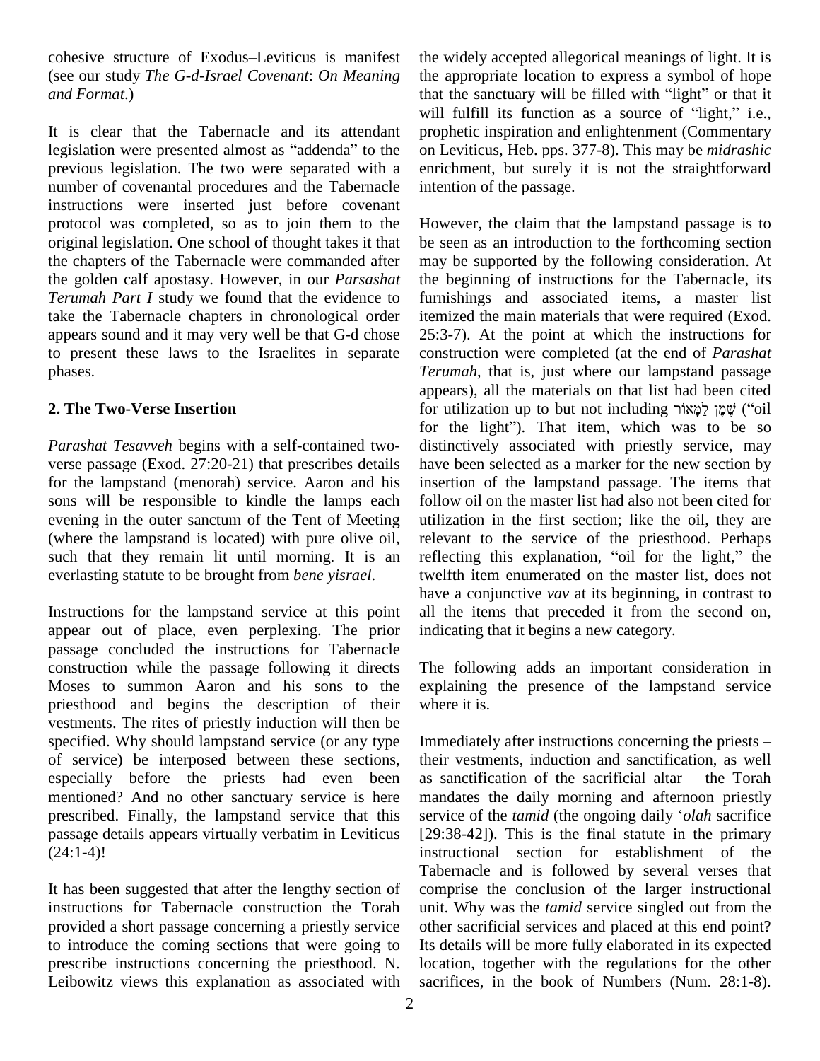cohesive structure of Exodus–Leviticus is manifest (see our study *The G-d-Israel Covenant*: *On Meaning and Format*.)

It is clear that the Tabernacle and its attendant legislation were presented almost as "addenda" to the previous legislation. The two were separated with a number of covenantal procedures and the Tabernacle instructions were inserted just before covenant protocol was completed, so as to join them to the original legislation. One school of thought takes it that the chapters of the Tabernacle were commanded after the golden calf apostasy. However, in our *Parsashat Terumah Part I* study we found that the evidence to take the Tabernacle chapters in chronological order appears sound and it may very well be that G-d chose to present these laws to the Israelites in separate phases.

## 2. The Two-Verse Insertion

*Parashat Tesavveh* begins with a self-contained two-verse passage (Exod. 27:20-21) that prescribes details for the lampstand (menorah) service. Aaron and his sons will be responsible to kindle the lamps each evening in the outer sanctum of the Tent of Meeting (where the lampstand is located) with pure olive oil, such that they remain lit until morning. It is an everlasting statute to be brought from *bene yisrael*.

Instructions for the lampstand service at this point appear out of place, even perplexing. The prior passage concluded the instructions for Tabernacle construction while the passage following it directs Moses to summon Aaron and his sons to the priesthood and begins the description of their vestments. The rites of priestly induction will then be specified. Why should lampstand service (or any type of service) be interposed between these sections, especially before the priests had even been mentioned? And no other sanctuary service is here prescribed. Finally, the lampstand service that this passage details appears virtually verbatim in Leviticus (24:1-4)!

It has been suggested that after the lengthy section of instructions for Tabernacle construction the Torah provided a short passage concerning a priestly service to introduce the coming sections that were going to prescribe instructions concerning the priesthood. N. Leibowitz views this explanation as associated with the widely accepted allegorical meanings of light. It is the appropriate location to express a symbol of hope that the sanctuary will be filled with "light" or that it will fulfill its function as a source of "light," i.e., prophetic inspiration and enlightenment (Commentary on Leviticus, Heb. pps. 377-8). This may be *midrashic* enrichment, but surely it is not the straightforward intention of the passage.

However, the claim that the lampstand passage is to be seen as an introduction to the forthcoming section may be supported by the following consideration. At the beginning of instructions for the Tabernacle, its furnishings and associated items, a master list itemized the main materials that were required (Exod. 25:3-7). At the point at which the instructions for construction were completed (at the end of *Parashat Terumah*, that is, just where our lampstand passage appears), all the materials on that list had been cited for utilization up to but not including שֶׁמֶן לַמָּאוֹר ("oil for the light"). That item, which was to be so distinctively associated with priestly service, may have been selected as a marker for the new section by insertion of the lampstand passage. The items that follow oil on the master list had also not been cited for utilization in the first section; like the oil, they are relevant to the service of the priesthood. Perhaps reflecting this explanation, "oil for the light," the twelfth item enumerated on the master list, does not have a conjunctive *vav* at its beginning, in contrast to all the items that preceded it from the second on, indicating that it begins a new category.

The following adds an important consideration in explaining the presence of the lampstand service where it is.

Immediately after instructions concerning the priests – their vestments, induction and sanctification, as well as sanctification of the sacrificial altar – the Torah mandates the daily morning and afternoon priestly service of the *tamid* (the ongoing daily '*olah* sacrifice [29:38-42]). This is the final statute in the primary instructional section for establishment of the Tabernacle and is followed by several verses that comprise the conclusion of the larger instructional unit. Why was the *tamid* service singled out from the other sacrificial services and placed at this end point? Its details will be more fully elaborated in its expected location, together with the regulations for the other sacrifices, in the book of Numbers (Num. 28:1-8).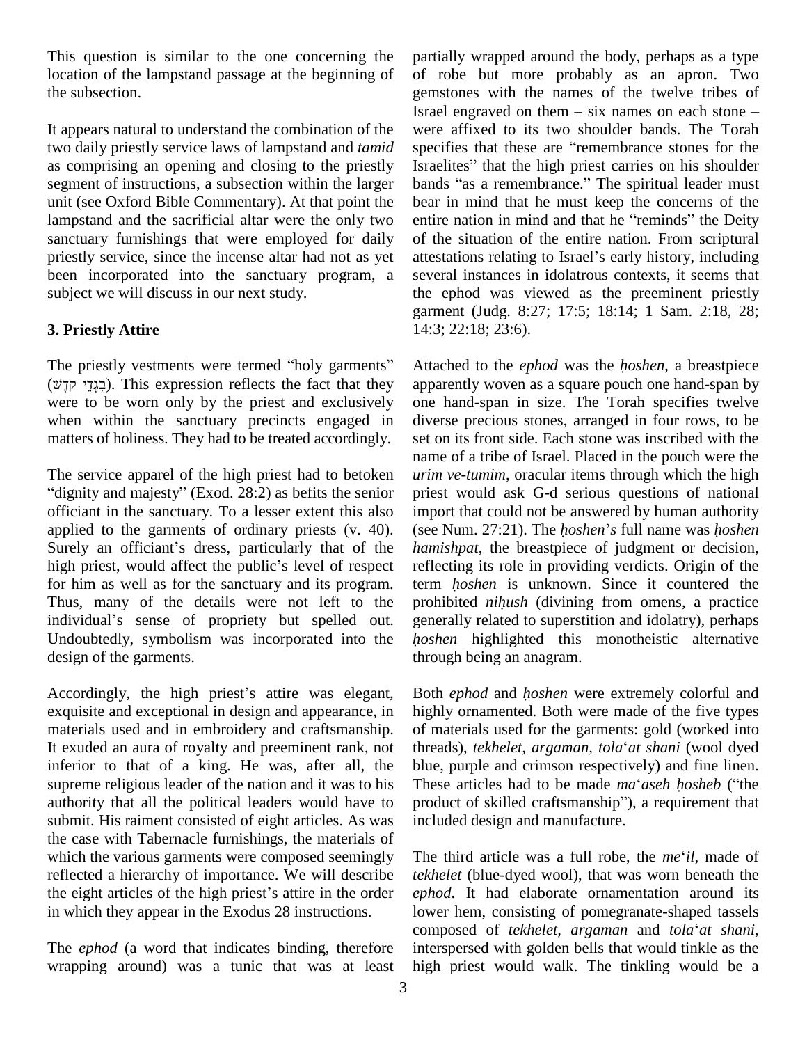This question is similar to the one concerning the location of the lampstand passage at the beginning of the subsection.

It appears natural to understand the combination of the two daily priestly service laws of lampstand and *tamid* as comprising an opening and closing to the priestly segment of instructions, a subsection within the larger unit (see Oxford Bible Commentary). At that point the lampstand and the sacrificial altar were the only two sanctuary furnishings that were employed for daily priestly service, since the incense altar had not as yet been incorporated into the sanctuary program, a subject we will discuss in our next study.

### 3. Priestly Attire

The priestly vestments were termed "holy garments" (בִגְדֵי קֹדֶשׁ). This expression reflects the fact that they were to be worn only by the priest and exclusively when within the sanctuary precincts engaged in matters of holiness. They had to be treated accordingly.

The service apparel of the high priest had to betoken "dignity and majesty" (Exod. 28:2) as befits the senior officiant in the sanctuary. To a lesser extent this also applied to the garments of ordinary priests (v. 40). Surely an officiant's dress, particularly that of the high priest, would affect the public's level of respect for him as well as for the sanctuary and its program. Thus, many of the details were not left to the individual's sense of propriety but spelled out. Undoubtedly, symbolism was incorporated into the design of the garments.

Accordingly, the high priest's attire was elegant, exquisite and exceptional in design and appearance, in materials used and in embroidery and craftsmanship. It exuded an aura of royalty and preeminent rank, not inferior to that of a king. He was, after all, the supreme religious leader of the nation and it was to his authority that all the political leaders would have to submit. His raiment consisted of eight articles. As was the case with Tabernacle furnishings, the materials of which the various garments were composed seemingly reflected a hierarchy of importance. We will describe the eight articles of the high priest's attire in the order in which they appear in the Exodus 28 instructions.

The *ephod* (a word that indicates binding, therefore wrapping around) was a tunic that was at least partially wrapped around the body, perhaps as a type of robe but more probably as an apron. Two gemstones with the names of the twelve tribes of Israel engraved on them – six names on each stone – were affixed to its two shoulder bands. The Torah specifies that these are "remembrance stones for the Israelites" that the high priest carries on his shoulder bands "as a remembrance." The spiritual leader must bear in mind that he must keep the concerns of the entire nation in mind and that he "reminds" the Deity of the situation of the entire nation. From scriptural attestations relating to Israel's early history, including several instances in idolatrous contexts, it seems that the ephod was viewed as the preeminent priestly garment (Judg. 8:27; 17:5; 18:14; 1 Sam. 2:18, 28; 14:3; 22:18; 23:6).

Attached to the *ephod* was the *ḥoshen*, a breastpiece apparently woven as a square pouch one hand-span by one hand-span in size. The Torah specifies twelve diverse precious stones, arranged in four rows, to be set on its front side. Each stone was inscribed with the name of a tribe of Israel. Placed in the pouch were the *urim ve-tumim*, oracular items through which the high priest would ask G-d serious questions of national import that could not be answered by human authority (see Num. 27:21). The *ḥoshen*'*s* full name was *ḥoshen hamishpat*, the breastpiece of judgment or decision, reflecting its role in providing verdicts. Origin of the term *ḥoshen* is unknown. Since it countered the prohibited *niḥush* (divining from omens, a practice generally related to superstition and idolatry), perhaps *ḥoshen* highlighted this monotheistic alternative through being an anagram.

Both *ephod* and *ḥoshen* were extremely colorful and highly ornamented. Both were made of the five types of materials used for the garments: gold (worked into threads), *tekhelet*, *argaman*, *tola*'*at shani* (wool dyed blue, purple and crimson respectively) and fine linen. These articles had to be made *ma*'*aseh ḥosheb* ("the product of skilled craftsmanship"), a requirement that included design and manufacture.

The third article was a full robe, the *me*'*il*, made of *tekhelet* (blue-dyed wool), that was worn beneath the *ephod*. It had elaborate ornamentation around its lower hem, consisting of pomegranate-shaped tassels composed of *tekhelet*, *argaman* and *tola*'*at shani*, interspersed with golden bells that would tinkle as the high priest would walk. The tinkling would be a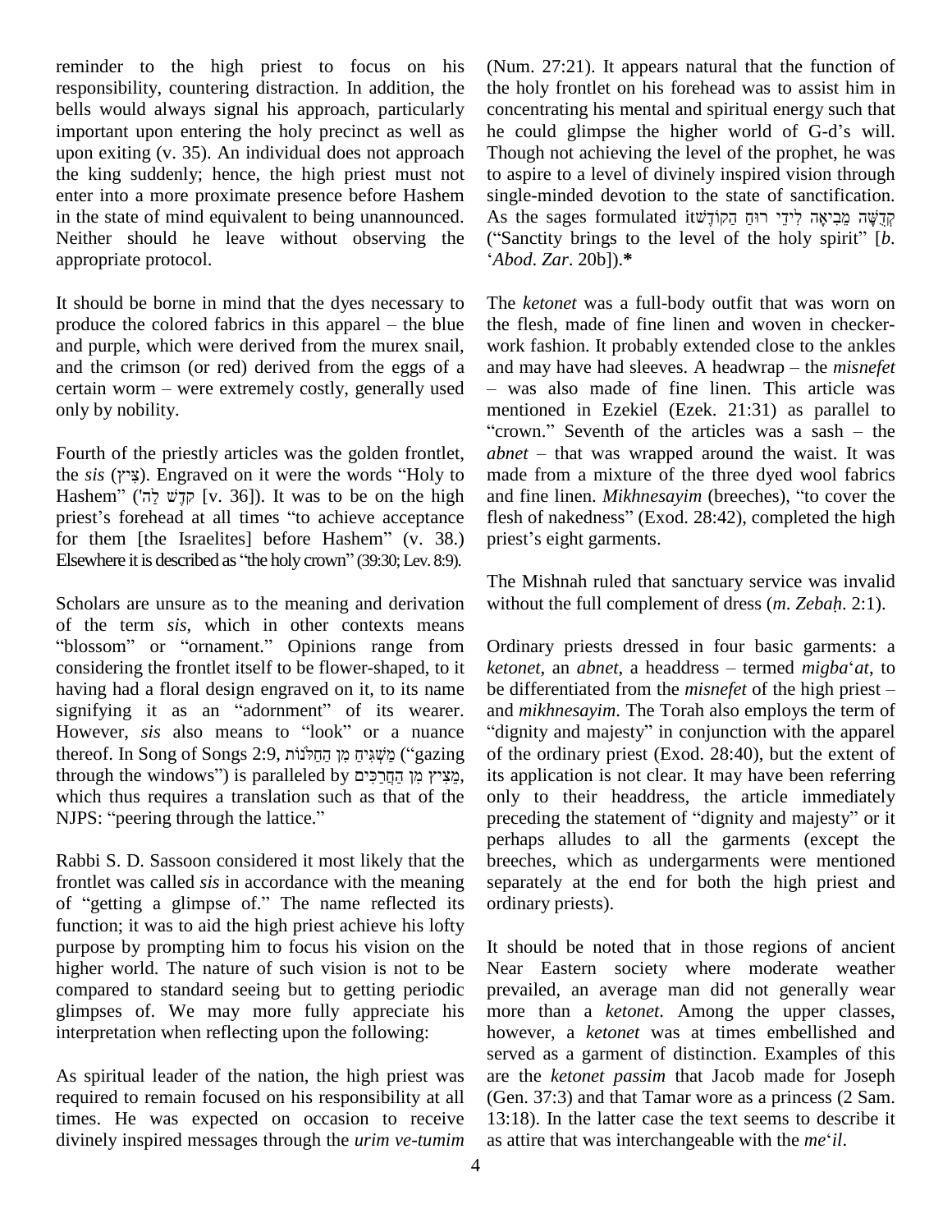reminder to the high priest to focus on his responsibility, countering distraction. In addition, the bells would always signal his approach, particularly important upon entering the holy precinct as well as upon exiting (v. 35). An individual does not approach the king suddenly; hence, the high priest must not enter into a more proximate presence before Hashem in the state of mind equivalent to being unannounced. Neither should he leave without observing the appropriate protocol.

It should be borne in mind that the dyes necessary to produce the colored fabrics in this apparel – the blue and purple, which were derived from the murex snail, and the crimson (or red) derived from the eggs of a certain worm – were extremely costly, generally used only by nobility.

Fourth of the priestly articles was the golden frontlet, the *sis* (צִיץ). Engraved on it were the words "Holy to Hashem" (קֹדֶשׁ לַה' [v. 36]). It was to be on the high priest's forehead at all times "to achieve acceptance for them [the Israelites] before Hashem" (v. 38.) Elsewhere it is described as "the holy crown" (39:30; Lev. 8:9).

Scholars are unsure as to the meaning and derivation of the term *sis*, which in other contexts means "blossom" or "ornament." Opinions range from considering the frontlet itself to be flower-shaped, to it having had a floral design engraved on it, to its name signifying it as an "adornment" of its wearer. However, *sis* also means to "look" or a nuance thereof. In Song of Songs 2:9, מַשְׁגִּיחַ מִן הַחַלֹּנוֹת ("gazing through the windows") is paralleled by מֵצִיץ מִן הַחֲרַכִּים, which thus requires a translation such as that of the NJPS: "peering through the lattice."

Rabbi S. D. Sassoon considered it most likely that the frontlet was called *sis* in accordance with the meaning of "getting a glimpse of." The name reflected its function; it was to aid the high priest achieve his lofty purpose by prompting him to focus his vision on the higher world. The nature of such vision is not to be compared to standard seeing but to getting periodic glimpses of. We may more fully appreciate his interpretation when reflecting upon the following:

As spiritual leader of the nation, the high priest was required to remain focused on his responsibility at all times. He was expected on occasion to receive divinely inspired messages through the *urim ve-tumim* (Num. 27:21). It appears natural that the function of the holy frontlet on his forehead was to assist him in concentrating his mental and spiritual energy such that he could glimpse the higher world of G-d's will. Though not achieving the level of the prophet, he was to aspire to a level of divinely inspired vision through single-minded devotion to the state of sanctification. As the sages formulated it קְדֻשָּׁה מְבִיאָה לִידֵי רוּחַ הַקּוֹדֶשׁ ("Sanctity brings to the level of the holy spirit" [*b*. *'Abod*. *Zar*. 20b]).**\***

The *ketonet* was a full-body outfit that was worn on the flesh, made of fine linen and woven in checker-work fashion. It probably extended close to the ankles and may have had sleeves. A headwrap – the *misnefet* – was also made of fine linen. This article was mentioned in Ezekiel (Ezek. 21:31) as parallel to "crown." Seventh of the articles was a sash – the *abnet* – that was wrapped around the waist. It was made from a mixture of the three dyed wool fabrics and fine linen. *Mikhnesayim* (breeches), "to cover the flesh of nakedness" (Exod. 28:42), completed the high priest's eight garments.

The Mishnah ruled that sanctuary service was invalid without the full complement of dress (*m*. *Zebaḥ*. 2:1).

Ordinary priests dressed in four basic garments: a *ketonet*, an *abnet*, a headdress – termed *migba*'*at*, to be differentiated from the *misnefet* of the high priest – and *mikhnesayim*. The Torah also employs the term of "dignity and majesty" in conjunction with the apparel of the ordinary priest (Exod. 28:40), but the extent of its application is not clear. It may have been referring only to their headdress, the article immediately preceding the statement of "dignity and majesty" or it perhaps alludes to all the garments (except the breeches, which as undergarments were mentioned separately at the end for both the high priest and ordinary priests).

It should be noted that in those regions of ancient Near Eastern society where moderate weather prevailed, an average man did not generally wear more than a *ketonet*. Among the upper classes, however, a *ketonet* was at times embellished and served as a garment of distinction. Examples of this are the *ketonet passim* that Jacob made for Joseph (Gen. 37:3) and that Tamar wore as a princess (2 Sam. 13:18). In the latter case the text seems to describe it as attire that was interchangeable with the *me*'*il*.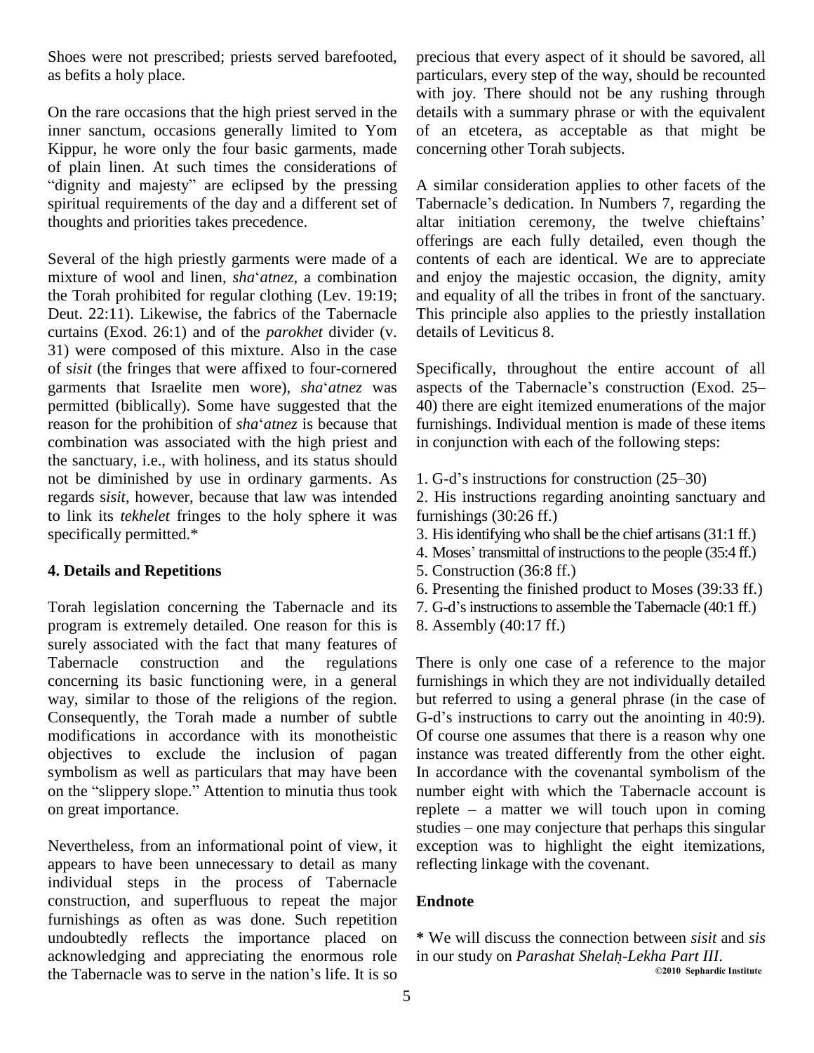Shoes were not prescribed; priests served barefooted, as befits a holy place.

On the rare occasions that the high priest served in the inner sanctum, occasions generally limited to Yom Kippur, he wore only the four basic garments, made of plain linen. At such times the considerations of "dignity and majesty" are eclipsed by the pressing spiritual requirements of the day and a different set of thoughts and priorities takes precedence.

Several of the high priestly garments were made of a mixture of wool and linen, *sha*'*atnez*, a combination the Torah prohibited for regular clothing (Lev. 19:19; Deut. 22:11). Likewise, the fabrics of the Tabernacle curtains (Exod. 26:1) and of the *parokhet* divider (v. 31) were composed of this mixture. Also in the case of s*isit* (the fringes that were affixed to four-cornered garments that Israelite men wore), *sha*'*atnez* was permitted (biblically). Some have suggested that the reason for the prohibition of *sha*'*atnez* is because that combination was associated with the high priest and the sanctuary, i.e., with holiness, and its status should not be diminished by use in ordinary garments. As regards s*isit*, however, because that law was intended to link its *tekhelet* fringes to the holy sphere it was specifically permitted.*

### 4. Details and Repetitions

Torah legislation concerning the Tabernacle and its program is extremely detailed. One reason for this is surely associated with the fact that many features of Tabernacle construction and the regulations concerning its basic functioning were, in a general way, similar to those of the religions of the region. Consequently, the Torah made a number of subtle modifications in accordance with its monotheistic objectives to exclude the inclusion of pagan symbolism as well as particulars that may have been on the "slippery slope." Attention to minutia thus took on great importance.

Nevertheless, from an informational point of view, it appears to have been unnecessary to detail as many individual steps in the process of Tabernacle construction, and superfluous to repeat the major furnishings as often as was done. Such repetition undoubtedly reflects the importance placed on acknowledging and appreciating the enormous role the Tabernacle was to serve in the nation's life. It is so precious that every aspect of it should be savored, all particulars, every step of the way, should be recounted with joy. There should not be any rushing through details with a summary phrase or with the equivalent of an etcetera, as acceptable as that might be concerning other Torah subjects.

A similar consideration applies to other facets of the Tabernacle's dedication. In Numbers 7, regarding the altar initiation ceremony, the twelve chieftains' offerings are each fully detailed, even though the contents of each are identical. We are to appreciate and enjoy the majestic occasion, the dignity, amity and equality of all the tribes in front of the sanctuary. This principle also applies to the priestly installation details of Leviticus 8.

Specifically, throughout the entire account of all aspects of the Tabernacle's construction (Exod. 25–40) there are eight itemized enumerations of the major furnishings. Individual mention is made of these items in conjunction with each of the following steps:

1. G-d's instructions for construction (25–30)
2. His instructions regarding anointing sanctuary and furnishings (30:26 ff.)
3. His identifying who shall be the chief artisans (31:1 ff.)
4. Moses' transmittal of instructions to the people (35:4 ff.)
5. Construction (36:8 ff.)
6. Presenting the finished product to Moses (39:33 ff.)
7. G-d's instructions to assemble the Tabernacle (40:1 ff.)
8. Assembly (40:17 ff.)

There is only one case of a reference to the major furnishings in which they are not individually detailed but referred to using a general phrase (in the case of G-d's instructions to carry out the anointing in 40:9). Of course one assumes that there is a reason why one instance was treated differently from the other eight. In accordance with the covenantal symbolism of the number eight with which the Tabernacle account is replete – a matter we will touch upon in coming studies – one may conjecture that perhaps this singular exception was to highlight the eight itemizations, reflecting linkage with the covenant.

### Endnote

**\*** We will discuss the connection between *sisit* and *sis* in our study on *Parashat Shelaḥ-Lekha Part III*.

©2010 Sephardic Institute